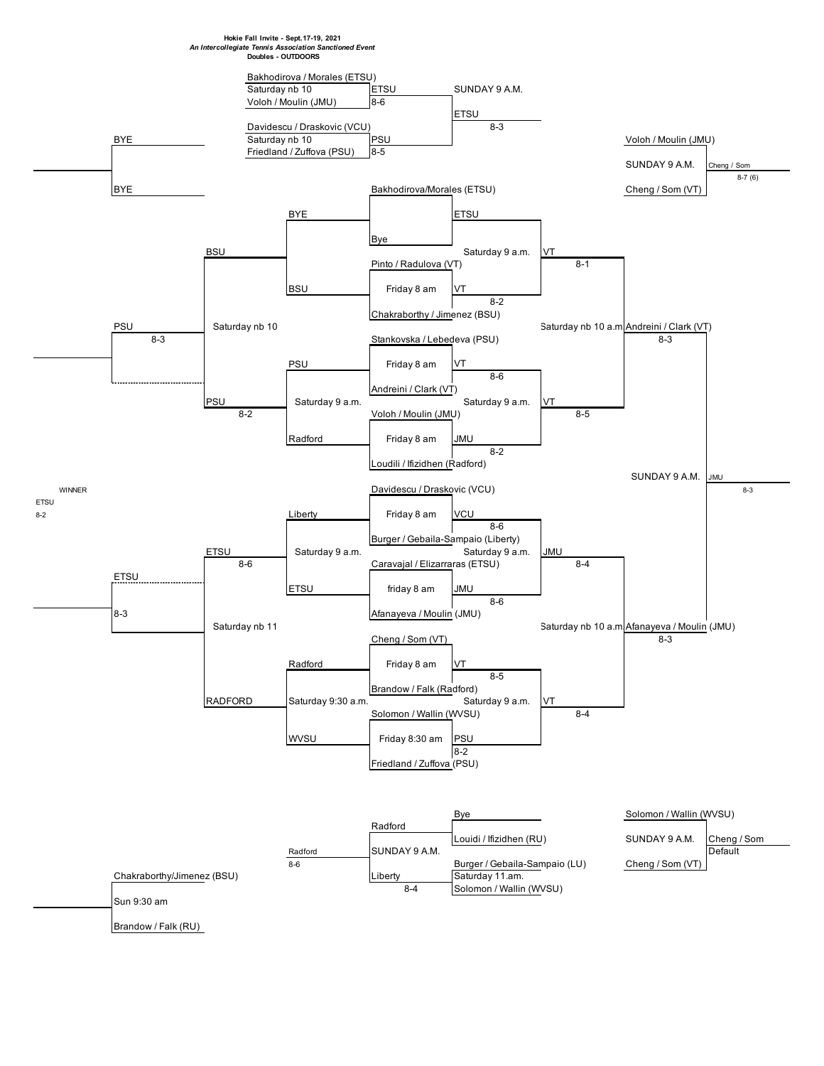**Hokie Fall Invite - Sept.17-19, 2021**

***An Intercollegiate Tennis Association Sanctioned Event***

**Doubles - OUTDOORS**

## Main Draw

### Friday Round

| Match | Time | Winner | Score |
|---|---|---|---|
| Bakhodirova/Morales (ETSU) vs. Bye | | ETSU | |
| Pinto / Radulova (VT) vs. Chakraborthy / Jimenez (BSU) | Friday 8 am | VT | 8-2 |
| Stankovska / Lebedeva (PSU) vs. Andreini / Clark (VT) | Friday 8 am | VT | 8-6 |
| Voloh / Moulin (JMU) vs. Loudili / Ifizidhen (Radford) | Friday 8 am | JMU | 8-2 |
| Davidescu / Draskovic (VCU) vs. Burger / Gebaila-Sampaio (Liberty) | Friday 8 am | VCU | 8-6 |
| Caravajal / Elizarraras (ETSU) vs. Afanayeva / Moulin (JMU) | friday 8 am | JMU | 8-6 |
| Cheng / Som (VT) vs. Brandow / Falk (Radford) | Friday 8 am | VT | 8-5 |
| Solomon / Wallin (WVSU) vs. Friedland / Zuffova (PSU) | Friday 8:30 am | PSU | 8-2 |

### Quarterfinals

| Match | Time | Winner | Score |
|---|---|---|---|
| ETSU vs. VT | Saturday 9 a.m. | VT | 8-1 |
| VT vs. JMU | Saturday 9 a.m. | VT | 8-5 |
| VCU vs. JMU | Saturday 9 a.m. | JMU | 8-4 |
| VT vs. PSU | Saturday 9 a.m. | VT | 8-4 |

### Semifinals

| Match | Time | Winner | Score |
|---|---|---|---|
| VT vs. VT | Saturday nb 10 a.m. | Andreini / Clark (VT) | 8-3 |
| JMU vs. VT | Saturday nb 10 a.m. | Afanayeva / Moulin (JMU) | 8-3 |

### Final

| Match | Time | Winner | Score |
|---|---|---|---|
| Andreini / Clark (VT) vs. Afanayeva / Moulin (JMU) | SUNDAY 9 A.M. | JMU | 8-3 |

## Consolation (First-Round Losers)

| Match | Time | Winner | Score |
|---|---|---|---|
| BYE vs. BSU | | BSU | |
| PSU vs. Radford | Saturday 9 a.m. | PSU | 8-2 |
| Liberty vs. ETSU | Saturday 9 a.m. | ETSU | 8-6 |
| Radford vs. WVSU | Saturday 9:30 a.m. | RADFORD | |
| BSU vs. PSU | Saturday nb 10 | PSU | 8-3 |
| ETSU vs. RADFORD | Saturday nb 11 | ETSU | 8-3 |
| PSU vs. ETSU | | WINNER ETSU | 8-2 |

Additional consolation bracket entries: BYE vs. BYE

## Other Matches

| Match | Time | Winner | Score |
|---|---|---|---|
| Bakhodirova / Morales (ETSU) vs. Voloh / Moulin (JMU) | Saturday nb 10 | ETSU | 8-6 |
| Davidescu / Draskovic (VCU) vs. Friedland / Zuffova (PSU) | Saturday nb 10 | PSU | 8-5 |
| ETSU vs. PSU | SUNDAY 9 A.M. | ETSU | 8-3 |
| Voloh / Moulin (JMU) vs. Cheng / Som (VT) | SUNDAY 9 A.M. | Cheng / Som | 8-7 (6) |
| Bye vs. Louidi / Ifizidhen (RU) | | Radford | |
| Burger / Gebaila-Sampaio (LU) vs. Solomon / Wallin (WVSU) | Saturday 11.am. | Liberty | 8-4 |
| Radford vs. Liberty | SUNDAY 9 A.M. | Radford | 8-6 |
| Solomon / Wallin (WVSU) vs. Cheng / Som (VT) | SUNDAY 9 A.M. | Cheng / Som | Default |
| Chakraborthy/Jimenez (BSU) vs. Brandow / Falk (RU) | Sun 9:30 am | | |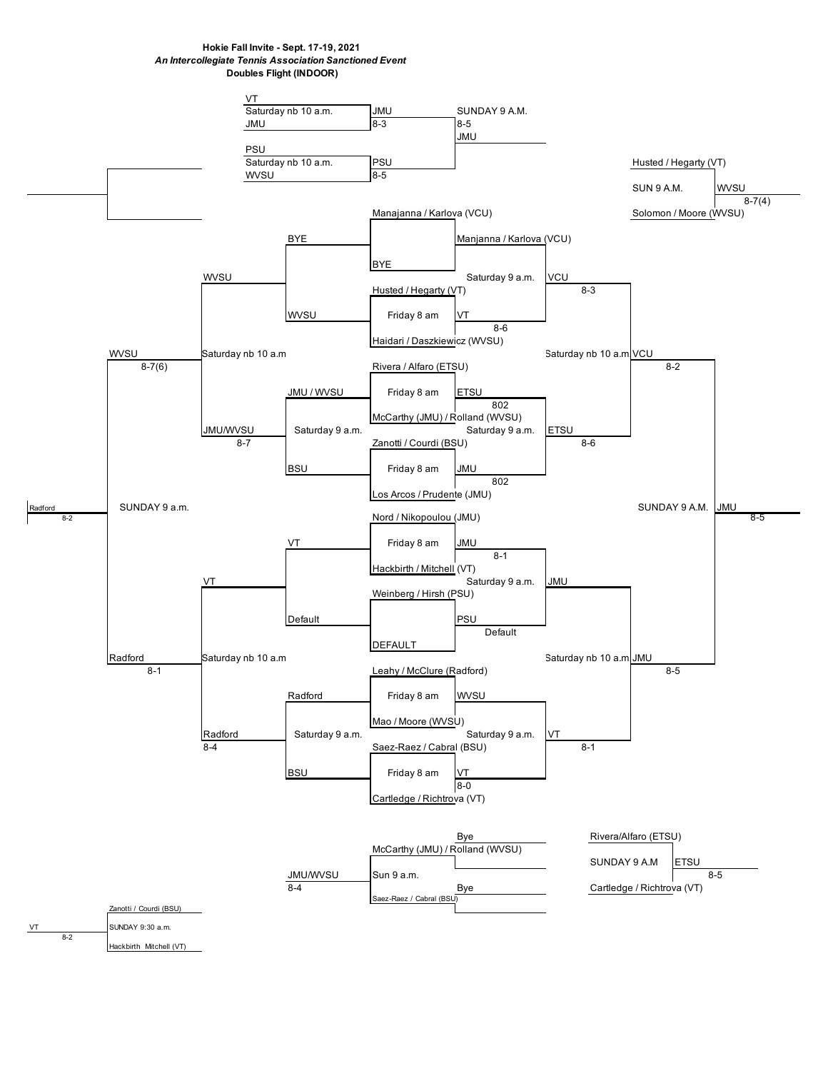**Hokie Fall Invite - Sept. 17-19, 2021**

***An Intercollegiate Tennis Association Sanctioned Event***

**Doubles Flight (INDOOR)**

VT
Saturday nb 10 a.m.
JMU
JMU
8-3

PSU
Saturday nb 10 a.m.
WVSU
PSU
8-5

SUNDAY 9 A.M.
8-5
JMU

Husted / Hegarty (VT)
SUN 9 A.M.
Solomon / Moore (WVSU)
WVSU
8-7(4)

Manajanna / Karlova (VCU)
BYE
BYE
Manjanna / Karlova (VCU)

Husted / Hegarty (VT)
WVSU
Friday 8 am
Haidari / Daszkiewicz (WVSU)
VT
8-6

Saturday 9 a.m.
VCU
8-3

WVSU
Saturday nb 10 a.m

Rivera / Alfaro (ETSU)
JMU / WVSU
Friday 8 am
McCarthy (JMU) / Rolland (WVSU)
ETSU
802

Saturday 9 a.m.
JMU/WVSU
8-7

Zanotti / Courdi (BSU)
BSU
Friday 8 am
Los Arcos / Prudente (JMU)
JMU
802

Saturday 9 a.m.
ETSU
8-6

Saturday nb 10 a.m VCU
8-2

WVSU
8-7(6)

Radford
8-2

SUNDAY 9 a.m.

SUNDAY 9 A.M.
JMU
8-5

Nord / Nikopoulou (JMU)
VT
Friday 8 am
Hackbirth / Mitchell (VT)
JMU
8-1

Saturday 9 a.m.
JMU

Weinberg / Hirsh (PSU)
Default
DEFAULT
PSU
Default

VT
Saturday nb 10 a.m

Leahy / McClure (Radford)
Radford
Friday 8 am
Mao / Moore (WVSU)
WVSU

Saturday 9 a.m.
Radford
8-4

Saez-Raez / Cabral (BSU)
BSU
Friday 8 am
Cartledge / Richtrova (VT)
VT
8-0

Saturday 9 a.m.
VT
8-1

Saturday nb 10 a.m JMU
8-5

Radford
8-1

Bye
McCarthy (JMU) / Rolland (WVSU)
JMU/WVSU
8-4
Sun 9 a.m.
Bye
Saez-Raez / Cabral (BSU)

Rivera/Alfaro (ETSU)
SUNDAY 9 A.M
Cartledge / Richtrova (VT)
ETSU
8-5

Zanotti / Courdi (BSU)
SUNDAY 9:30 a.m.
Hackbirth Mitchell (VT)
VT
8-2